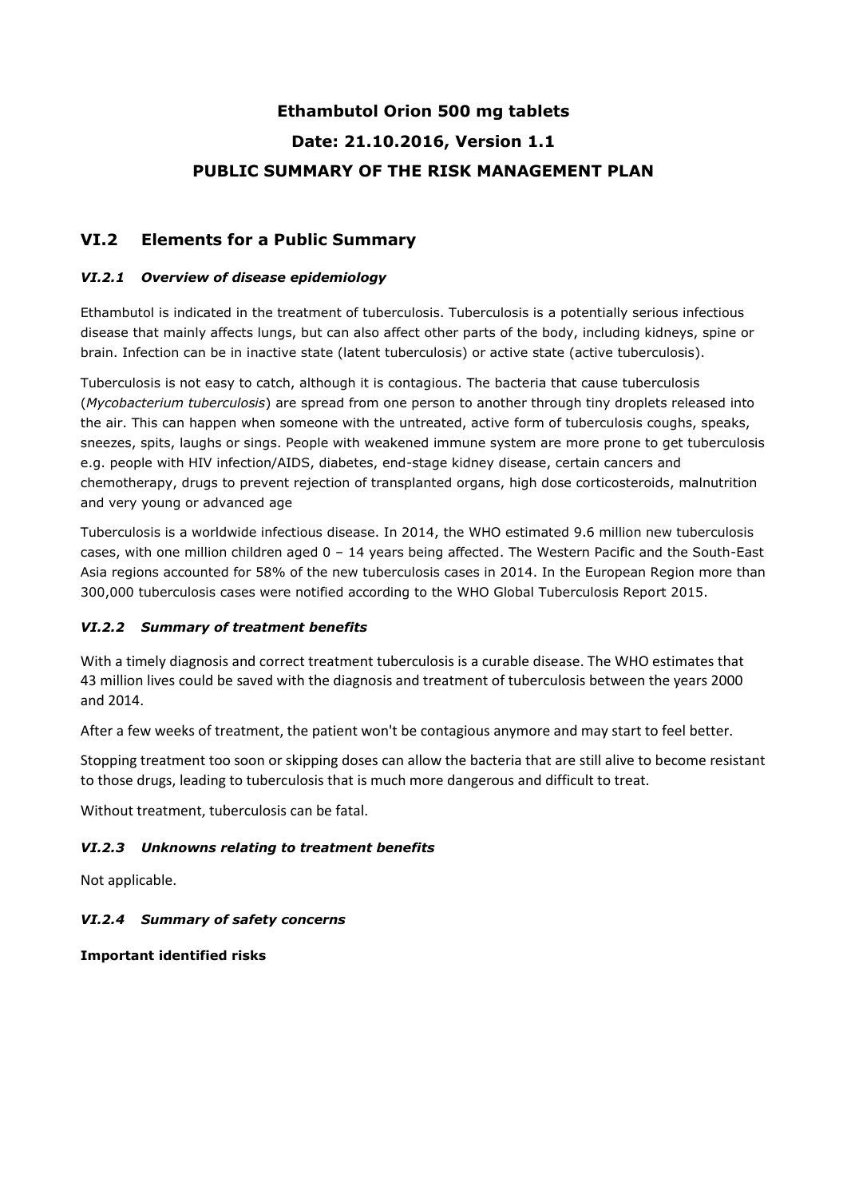# Ethambutol Orion 500 mg tablets

# Date: 21.10.2016, Version 1.1

# PUBLIC SUMMARY OF THE RISK MANAGEMENT PLAN

## VI.2 Elements for a Public Summary

### *VI.2.1 Overview of disease epidemiology*

Ethambutol is indicated in the treatment of tuberculosis. Tuberculosis is a potentially serious infectious disease that mainly affects lungs, but can also affect other parts of the body, including kidneys, spine or brain. Infection can be in inactive state (latent tuberculosis) or active state (active tuberculosis).

Tuberculosis is not easy to catch, although it is contagious. The bacteria that cause tuberculosis (*Mycobacterium tuberculosis*) are spread from one person to another through tiny droplets released into the air. This can happen when someone with the untreated, active form of tuberculosis coughs, speaks, sneezes, spits, laughs or sings. People with weakened immune system are more prone to get tuberculosis e.g. people with HIV infection/AIDS, diabetes, end-stage kidney disease, certain cancers and chemotherapy, drugs to prevent rejection of transplanted organs, high dose corticosteroids, malnutrition and very young or advanced age

Tuberculosis is a worldwide infectious disease. In 2014, the WHO estimated 9.6 million new tuberculosis cases, with one million children aged 0 – 14 years being affected. The Western Pacific and the South-East Asia regions accounted for 58% of the new tuberculosis cases in 2014. In the European Region more than 300,000 tuberculosis cases were notified according to the WHO Global Tuberculosis Report 2015.

### *VI.2.2 Summary of treatment benefits*

With a timely diagnosis and correct treatment tuberculosis is a curable disease. The WHO estimates that 43 million lives could be saved with the diagnosis and treatment of tuberculosis between the years 2000 and 2014.

After a few weeks of treatment, the patient won't be contagious anymore and may start to feel better.

Stopping treatment too soon or skipping doses can allow the bacteria that are still alive to become resistant to those drugs, leading to tuberculosis that is much more dangerous and difficult to treat.

Without treatment, tuberculosis can be fatal.

### *VI.2.3 Unknowns relating to treatment benefits*

Not applicable.

### *VI.2.4 Summary of safety concerns*

**Important identified risks**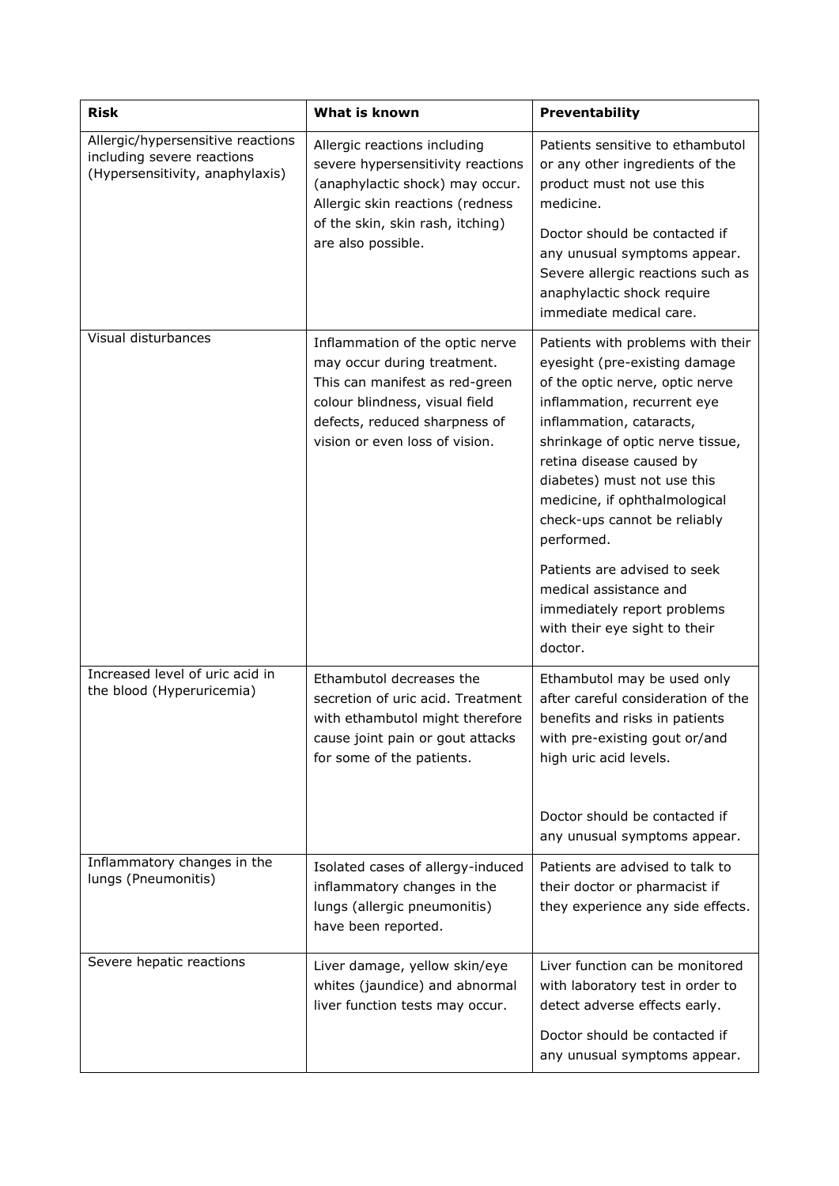| Risk | What is known | Preventability |
|---|---|---|
| Allergic/hypersensitive reactions including severe reactions (Hypersensitivity, anaphylaxis) | Allergic reactions including severe hypersensitivity reactions (anaphylactic shock) may occur. Allergic skin reactions (redness of the skin, skin rash, itching) are also possible. | Patients sensitive to ethambutol or any other ingredients of the product must not use this medicine.<br><br>Doctor should be contacted if any unusual symptoms appear. Severe allergic reactions such as anaphylactic shock require immediate medical care. |
| Visual disturbances | Inflammation of the optic nerve may occur during treatment. This can manifest as red-green colour blindness, visual field defects, reduced sharpness of vision or even loss of vision. | Patients with problems with their eyesight (pre-existing damage of the optic nerve, optic nerve inflammation, recurrent eye inflammation, cataracts, shrinkage of optic nerve tissue, retina disease caused by diabetes) must not use this medicine, if ophthalmological check-ups cannot be reliably performed.<br><br>Patients are advised to seek medical assistance and immediately report problems with their eye sight to their doctor. |
| Increased level of uric acid in the blood (Hyperuricemia) | Ethambutol decreases the secretion of uric acid. Treatment with ethambutol might therefore cause joint pain or gout attacks for some of the patients. | Ethambutol may be used only after careful consideration of the benefits and risks in patients with pre-existing gout or/and high uric acid levels.<br><br>Doctor should be contacted if any unusual symptoms appear. |
| Inflammatory changes in the lungs (Pneumonitis) | Isolated cases of allergy-induced inflammatory changes in the lungs (allergic pneumonitis) have been reported. | Patients are advised to talk to their doctor or pharmacist if they experience any side effects. |
| Severe hepatic reactions | Liver damage, yellow skin/eye whites (jaundice) and abnormal liver function tests may occur. | Liver function can be monitored with laboratory test in order to detect adverse effects early.<br><br>Doctor should be contacted if any unusual symptoms appear. |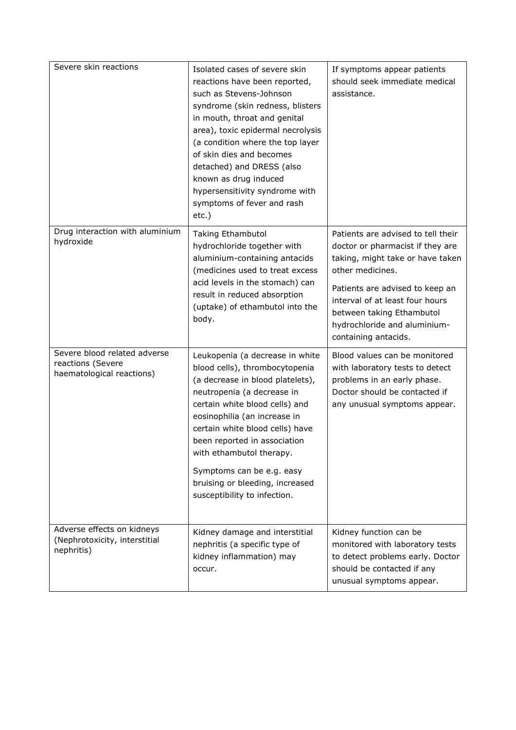| | | |
|---|---|---|
| Severe skin reactions | Isolated cases of severe skin reactions have been reported, such as Stevens-Johnson syndrome (skin redness, blisters in mouth, throat and genital area), toxic epidermal necrolysis (a condition where the top layer of skin dies and becomes detached) and DRESS (also known as drug induced hypersensitivity syndrome with symptoms of fever and rash etc.) | If symptoms appear patients should seek immediate medical assistance. |
| Drug interaction with aluminium hydroxide | Taking Ethambutol hydrochloride together with aluminium-containing antacids (medicines used to treat excess acid levels in the stomach) can result in reduced absorption (uptake) of ethambutol into the body. | Patients are advised to tell their doctor or pharmacist if they are taking, might take or have taken other medicines.<br><br>Patients are advised to keep an interval of at least four hours between taking Ethambutol hydrochloride and aluminium-containing antacids. |
| Severe blood related adverse reactions (Severe haematological reactions) | Leukopenia (a decrease in white blood cells), thrombocytopenia (a decrease in blood platelets), neutropenia (a decrease in certain white blood cells) and eosinophilia (an increase in certain white blood cells) have been reported in association with ethambutol therapy.<br><br>Symptoms can be e.g. easy bruising or bleeding, increased susceptibility to infection. | Blood values can be monitored with laboratory tests to detect problems in an early phase. Doctor should be contacted if any unusual symptoms appear. |
| Adverse effects on kidneys (Nephrotoxicity, interstitial nephritis) | Kidney damage and interstitial nephritis (a specific type of kidney inflammation) may occur. | Kidney function can be monitored with laboratory tests to detect problems early. Doctor should be contacted if any unusual symptoms appear. |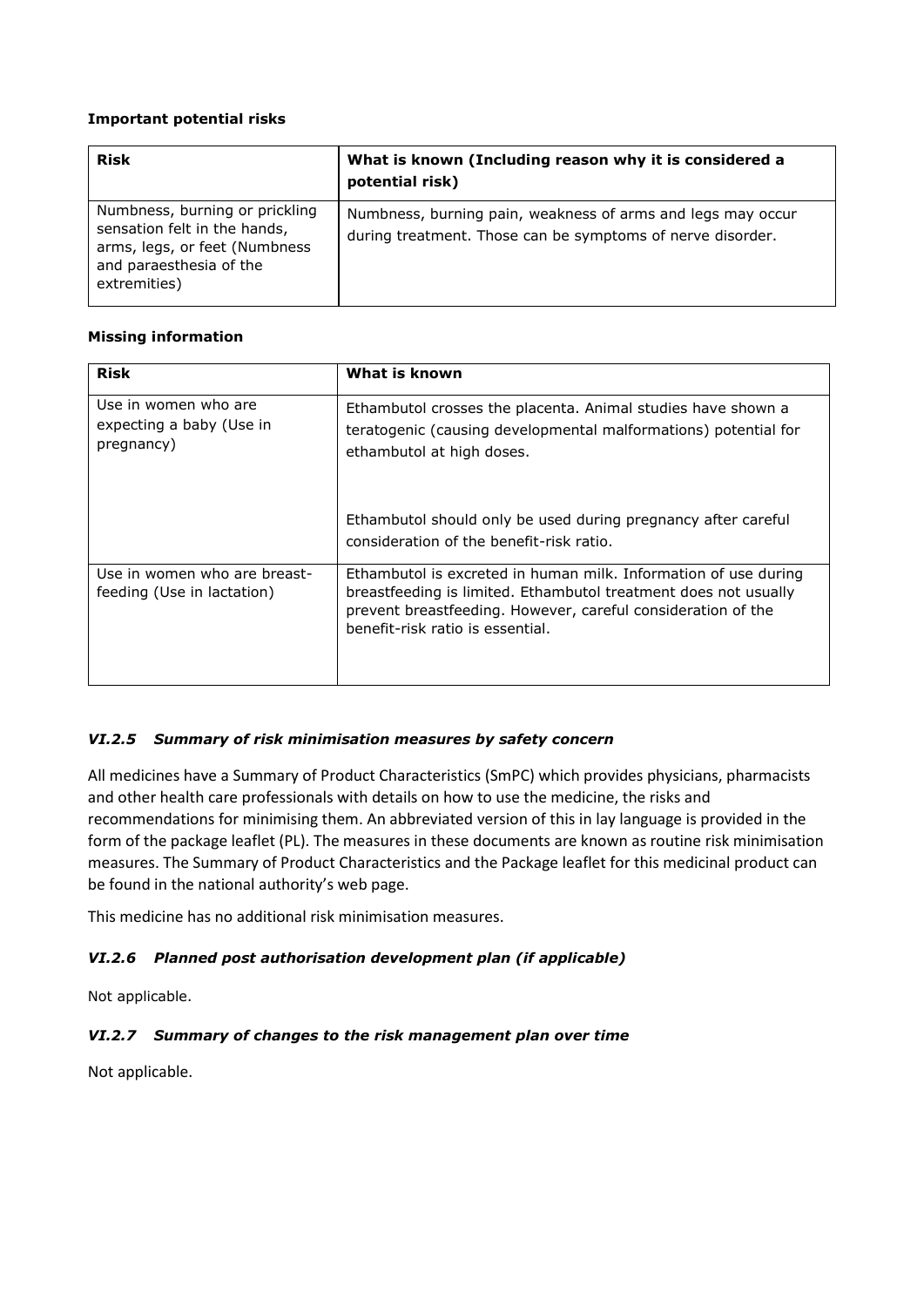**Important potential risks**

| Risk | What is known (Including reason why it is considered a potential risk) |
|---|---|
| Numbness, burning or prickling sensation felt in the hands, arms, legs, or feet (Numbness and paraesthesia of the extremities) | Numbness, burning pain, weakness of arms and legs may occur during treatment. Those can be symptoms of nerve disorder. |

**Missing information**

| Risk | What is known |
|---|---|
| Use in women who are expecting a baby (Use in pregnancy) | Ethambutol crosses the placenta. Animal studies have shown a teratogenic (causing developmental malformations) potential for ethambutol at high doses.<br><br>Ethambutol should only be used during pregnancy after careful consideration of the benefit-risk ratio. |
| Use in women who are breast-feeding (Use in lactation) | Ethambutol is excreted in human milk. Information of use during breastfeeding is limited. Ethambutol treatment does not usually prevent breastfeeding. However, careful consideration of the benefit-risk ratio is essential. |

### *VI.2.5 Summary of risk minimisation measures by safety concern*

All medicines have a Summary of Product Characteristics (SmPC) which provides physicians, pharmacists and other health care professionals with details on how to use the medicine, the risks and recommendations for minimising them. An abbreviated version of this in lay language is provided in the form of the package leaflet (PL). The measures in these documents are known as routine risk minimisation measures. The Summary of Product Characteristics and the Package leaflet for this medicinal product can be found in the national authority's web page.

This medicine has no additional risk minimisation measures.

### *VI.2.6 Planned post authorisation development plan (if applicable)*

Not applicable.

### *VI.2.7 Summary of changes to the risk management plan over time*

Not applicable.